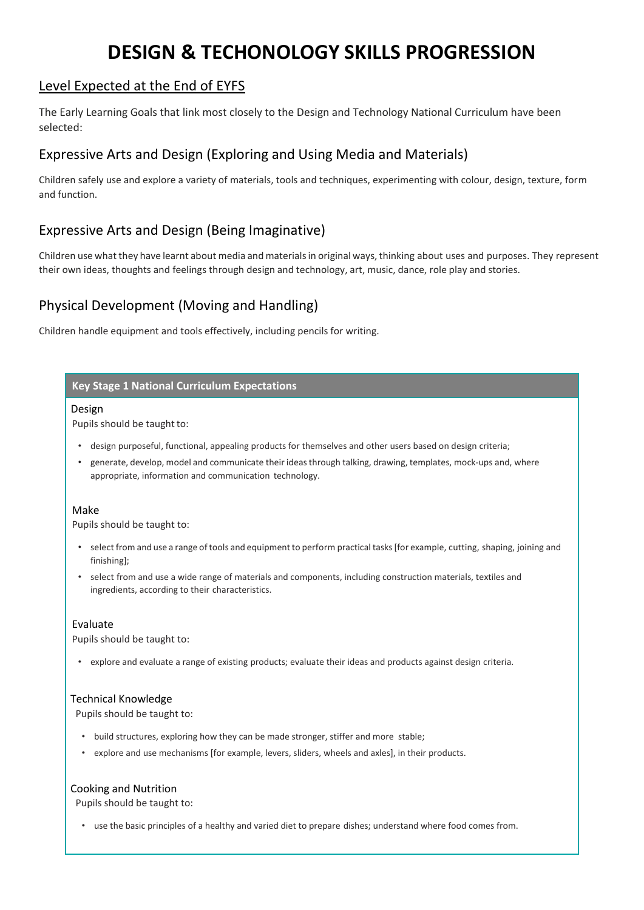# DESIGN & TECHONOLOGY SKILLS PROGRESSION

## Level Expected at the End of EYFS

The Early Learning Goals that link most closely to the Design and Technology National Curriculum have been selected:

### Expressive Arts and Design (Exploring and Using Media and Materials)

Children safely use and explore a variety of materials, tools and techniques, experimenting with colour, design, texture, form and function.

### Expressive Arts and Design (Being Imaginative)

Children use what they have learnt about media and materials in original ways, thinking about uses and purposes. They represent their own ideas, thoughts and feelings through design and technology, art, music, dance, role play and stories.

### Physical Development (Moving and Handling)

Children handle equipment and tools effectively, including pencils for writing.

**Key Stage 1 National Curriculum Expectations**

Design

Pupils should be taught to:

- design purposeful, functional, appealing products for themselves and other users based on design criteria;
- generate, develop, model and communicate their ideas through talking, drawing, templates, mock-ups and, where appropriate, information and communication technology.

Make

Pupils should be taught to:

- select from and use a range of tools and equipment to perform practical tasks [for example, cutting, shaping, joining and finishing];
- select from and use a wide range of materials and components, including construction materials, textiles and ingredients, according to their characteristics.

Evaluate

Pupils should be taught to:

- explore and evaluate a range of existing products; evaluate their ideas and products against design criteria.

Technical Knowledge

Pupils should be taught to:

- build structures, exploring how they can be made stronger, stiffer and more stable;
- explore and use mechanisms [for example, levers, sliders, wheels and axles], in their products.

Cooking and Nutrition

Pupils should be taught to:

- use the basic principles of a healthy and varied diet to prepare dishes; understand where food comes from.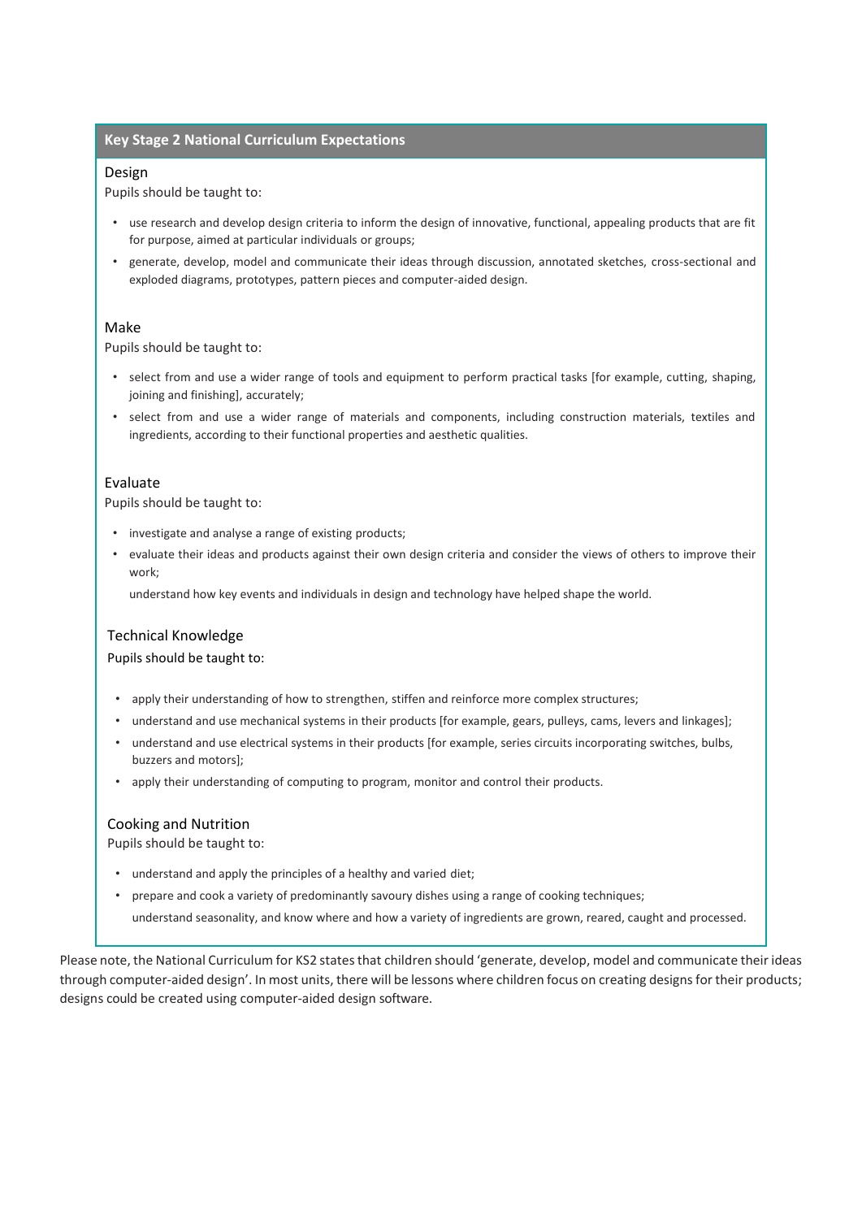## Key Stage 2 National Curriculum Expectations

### Design

Pupils should be taught to:

- use research and develop design criteria to inform the design of innovative, functional, appealing products that are fit for purpose, aimed at particular individuals or groups;
- generate, develop, model and communicate their ideas through discussion, annotated sketches, cross-sectional and exploded diagrams, prototypes, pattern pieces and computer-aided design.

### Make

Pupils should be taught to:

- select from and use a wider range of tools and equipment to perform practical tasks [for example, cutting, shaping, joining and finishing], accurately;
- select from and use a wider range of materials and components, including construction materials, textiles and ingredients, according to their functional properties and aesthetic qualities.

### Evaluate

Pupils should be taught to:

- investigate and analyse a range of existing products;
- evaluate their ideas and products against their own design criteria and consider the views of others to improve their work;

  understand how key events and individuals in design and technology have helped shape the world.

### Technical Knowledge

Pupils should be taught to:

- apply their understanding of how to strengthen, stiffen and reinforce more complex structures;
- understand and use mechanical systems in their products [for example, gears, pulleys, cams, levers and linkages];
- understand and use electrical systems in their products [for example, series circuits incorporating switches, bulbs, buzzers and motors];
- apply their understanding of computing to program, monitor and control their products.

### Cooking and Nutrition

Pupils should be taught to:

- understand and apply the principles of a healthy and varied diet;
- prepare and cook a variety of predominantly savoury dishes using a range of cooking techniques;

  understand seasonality, and know where and how a variety of ingredients are grown, reared, caught and processed.

Please note, the National Curriculum for KS2 states that children should 'generate, develop, model and communicate their ideas through computer-aided design'. In most units, there will be lessons where children focus on creating designs for their products; designs could be created using computer-aided design software.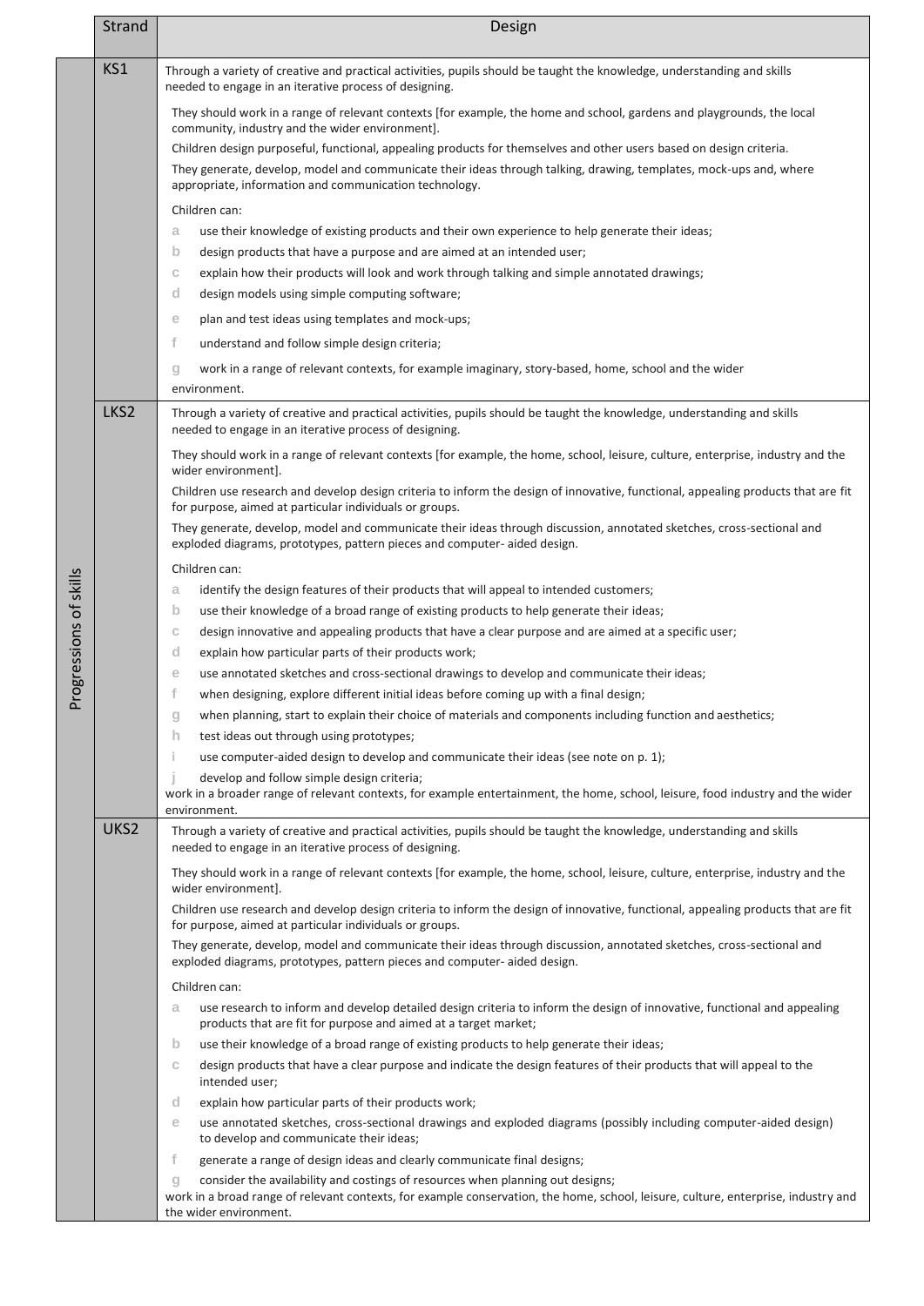| | Strand | Design |
|---|---|---|
| Progressions of skills | KS1 | Through a variety of creative and practical activities, pupils should be taught the knowledge, understanding and skills needed to engage in an iterative process of designing.<br><br>They should work in a range of relevant contexts [for example, the home and school, gardens and playgrounds, the local community, industry and the wider environment].<br>Children design purposeful, functional, appealing products for themselves and other users based on design criteria.<br>They generate, develop, model and communicate their ideas through talking, drawing, templates, mock-ups and, where appropriate, information and communication technology.<br><br>Children can:<br>a use their knowledge of existing products and their own experience to help generate their ideas;<br>b design products that have a purpose and are aimed at an intended user;<br>c explain how their products will look and work through talking and simple annotated drawings;<br>d design models using simple computing software;<br>e plan and test ideas using templates and mock-ups;<br>f understand and follow simple design criteria;<br>g work in a range of relevant contexts, for example imaginary, story-based, home, school and the wider environment. |
| | LKS2 | Through a variety of creative and practical activities, pupils should be taught the knowledge, understanding and skills needed to engage in an iterative process of designing.<br><br>They should work in a range of relevant contexts [for example, the home, school, leisure, culture, enterprise, industry and the wider environment].<br>Children use research and develop design criteria to inform the design of innovative, functional, appealing products that are fit for purpose, aimed at particular individuals or groups.<br>They generate, develop, model and communicate their ideas through discussion, annotated sketches, cross-sectional and exploded diagrams, prototypes, pattern pieces and computer- aided design.<br><br>Children can:<br>a identify the design features of their products that will appeal to intended customers;<br>b use their knowledge of a broad range of existing products to help generate their ideas;<br>c design innovative and appealing products that have a clear purpose and are aimed at a specific user;<br>d explain how particular parts of their products work;<br>e use annotated sketches and cross-sectional drawings to develop and communicate their ideas;<br>f when designing, explore different initial ideas before coming up with a final design;<br>g when planning, start to explain their choice of materials and components including function and aesthetics;<br>h test ideas out through using prototypes;<br>i use computer-aided design to develop and communicate their ideas (see note on p. 1);<br>j develop and follow simple design criteria;<br>work in a broader range of relevant contexts, for example entertainment, the home, school, leisure, food industry and the wider environment. |
| | UKS2 | Through a variety of creative and practical activities, pupils should be taught the knowledge, understanding and skills needed to engage in an iterative process of designing.<br><br>They should work in a range of relevant contexts [for example, the home, school, leisure, culture, enterprise, industry and the wider environment].<br>Children use research and develop design criteria to inform the design of innovative, functional, appealing products that are fit for purpose, aimed at particular individuals or groups.<br>They generate, develop, model and communicate their ideas through discussion, annotated sketches, cross-sectional and exploded diagrams, prototypes, pattern pieces and computer- aided design.<br><br>Children can:<br>a use research to inform and develop detailed design criteria to inform the design of innovative, functional and appealing products that are fit for purpose and aimed at a target market;<br>b use their knowledge of a broad range of existing products to help generate their ideas;<br>c design products that have a clear purpose and indicate the design features of their products that will appeal to the intended user;<br>d explain how particular parts of their products work;<br>e use annotated sketches, cross-sectional drawings and exploded diagrams (possibly including computer-aided design) to develop and communicate their ideas;<br>f generate a range of design ideas and clearly communicate final designs;<br>g consider the availability and costings of resources when planning out designs;<br>work in a broad range of relevant contexts, for example conservation, the home, school, leisure, culture, enterprise, industry and the wider environment. |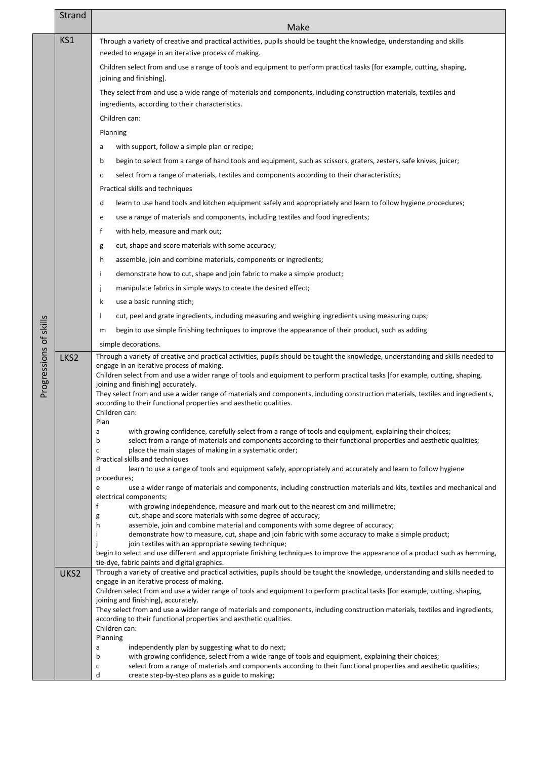| | Strand | Make |
|---|---|---|
| Progressions of skills | KS1 | Through a variety of creative and practical activities, pupils should be taught the knowledge, understanding and skills needed to engage in an iterative process of making.<br>Children select from and use a range of tools and equipment to perform practical tasks [for example, cutting, shaping, joining and finishing].<br>They select from and use a wide range of materials and components, including construction materials, textiles and ingredients, according to their characteristics.<br>Children can:<br>Planning<br>a with support, follow a simple plan or recipe;<br>b begin to select from a range of hand tools and equipment, such as scissors, graters, zesters, safe knives, juicer;<br>c select from a range of materials, textiles and components according to their characteristics;<br>Practical skills and techniques<br>d learn to use hand tools and kitchen equipment safely and appropriately and learn to follow hygiene procedures;<br>e use a range of materials and components, including textiles and food ingredients;<br>f with help, measure and mark out;<br>g cut, shape and score materials with some accuracy;<br>h assemble, join and combine materials, components or ingredients;<br>i demonstrate how to cut, shape and join fabric to make a simple product;<br>j manipulate fabrics in simple ways to create the desired effect;<br>k use a basic running stich;<br>l cut, peel and grate ingredients, including measuring and weighing ingredients using measuring cups;<br>m begin to use simple finishing techniques to improve the appearance of their product, such as adding simple decorations. |
| | LKS2 | Through a variety of creative and practical activities, pupils should be taught the knowledge, understanding and skills needed to engage in an iterative process of making.<br>Children select from and use a wider range of tools and equipment to perform practical tasks [for example, cutting, shaping, joining and finishing] accurately.<br>They select from and use a wider range of materials and components, including construction materials, textiles and ingredients, according to their functional properties and aesthetic qualities.<br>Children can:<br>Plan<br>a with growing confidence, carefully select from a range of tools and equipment, explaining their choices;<br>b select from a range of materials and components according to their functional properties and aesthetic qualities;<br>c place the main stages of making in a systematic order;<br>Practical skills and techniques<br>d learn to use a range of tools and equipment safely, appropriately and accurately and learn to follow hygiene procedures;<br>e use a wider range of materials and components, including construction materials and kits, textiles and mechanical and electrical components;<br>f with growing independence, measure and mark out to the nearest cm and millimetre;<br>g cut, shape and score materials with some degree of accuracy;<br>h assemble, join and combine material and components with some degree of accuracy;<br>i demonstrate how to measure, cut, shape and join fabric with some accuracy to make a simple product;<br>j join textiles with an appropriate sewing technique;<br>begin to select and use different and appropriate finishing techniques to improve the appearance of a product such as hemming, tie-dye, fabric paints and digital graphics. |
| | UKS2 | Through a variety of creative and practical activities, pupils should be taught the knowledge, understanding and skills needed to engage in an iterative process of making.<br>Children select from and use a wider range of tools and equipment to perform practical tasks [for example, cutting, shaping, joining and finishing], accurately.<br>They select from and use a wider range of materials and components, including construction materials, textiles and ingredients, according to their functional properties and aesthetic qualities.<br>Children can:<br>Planning<br>a independently plan by suggesting what to do next;<br>b with growing confidence, select from a wide range of tools and equipment, explaining their choices;<br>c select from a range of materials and components according to their functional properties and aesthetic qualities;<br>d create step-by-step plans as a guide to making; |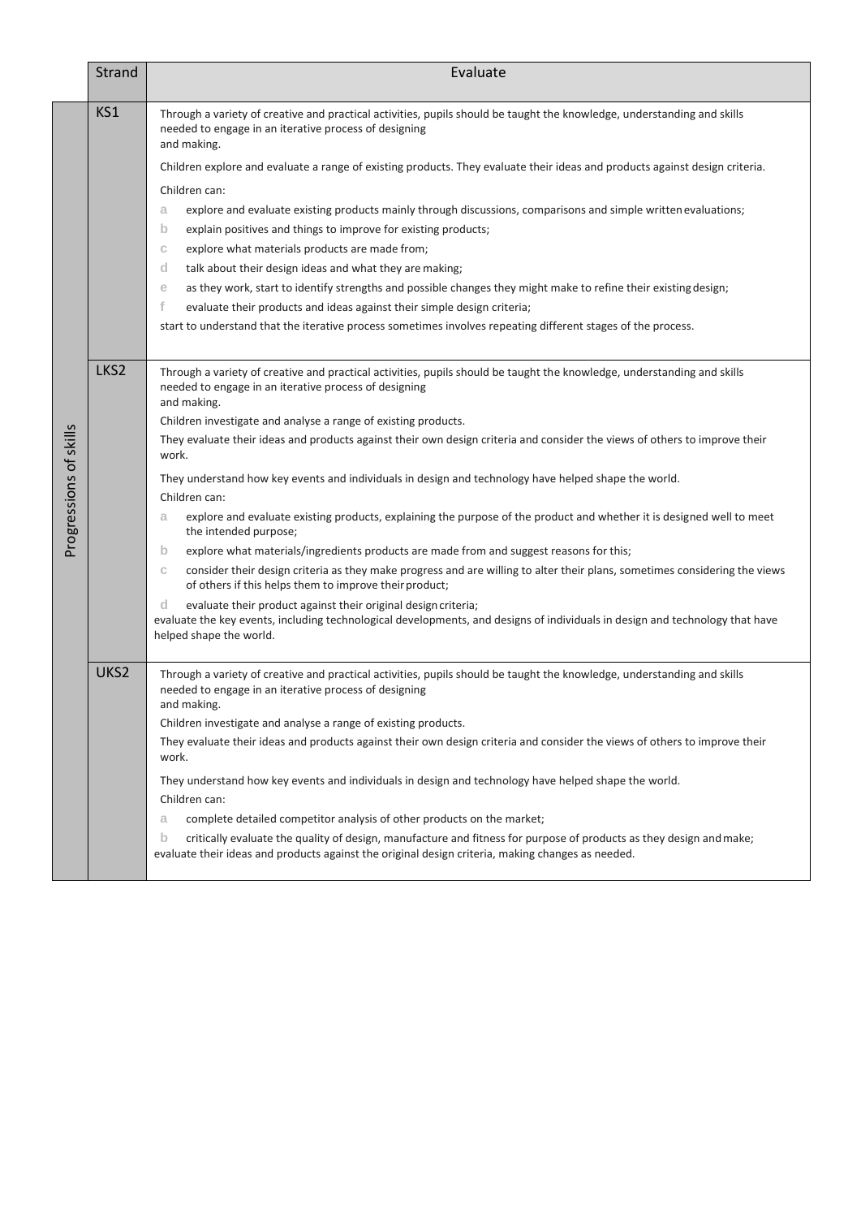| | Strand | Evaluate |
|---|---|---|
| Progressions of skills | KS1 | Through a variety of creative and practical activities, pupils should be taught the knowledge, understanding and skills needed to engage in an iterative process of designing and making.<br><br>Children explore and evaluate a range of existing products. They evaluate their ideas and products against design criteria.<br><br>Children can:<br>a explore and evaluate existing products mainly through discussions, comparisons and simple written evaluations;<br>b explain positives and things to improve for existing products;<br>c explore what materials products are made from;<br>d talk about their design ideas and what they are making;<br>e as they work, start to identify strengths and possible changes they might make to refine their existing design;<br>f evaluate their products and ideas against their simple design criteria;<br>start to understand that the iterative process sometimes involves repeating different stages of the process. |
| | LKS2 | Through a variety of creative and practical activities, pupils should be taught the knowledge, understanding and skills needed to engage in an iterative process of designing and making.<br><br>Children investigate and analyse a range of existing products.<br><br>They evaluate their ideas and products against their own design criteria and consider the views of others to improve their work.<br><br>They understand how key events and individuals in design and technology have helped shape the world.<br><br>Children can:<br>a explore and evaluate existing products, explaining the purpose of the product and whether it is designed well to meet the intended purpose;<br>b explore what materials/ingredients products are made from and suggest reasons for this;<br>c consider their design criteria as they make progress and are willing to alter their plans, sometimes considering the views of others if this helps them to improve their product;<br>d evaluate their product against their original design criteria;<br>evaluate the key events, including technological developments, and designs of individuals in design and technology that have helped shape the world. |
| | UKS2 | Through a variety of creative and practical activities, pupils should be taught the knowledge, understanding and skills needed to engage in an iterative process of designing and making.<br><br>Children investigate and analyse a range of existing products.<br><br>They evaluate their ideas and products against their own design criteria and consider the views of others to improve their work.<br><br>They understand how key events and individuals in design and technology have helped shape the world.<br><br>Children can:<br>a complete detailed competitor analysis of other products on the market;<br>b critically evaluate the quality of design, manufacture and fitness for purpose of products as they design and make;<br>evaluate their ideas and products against the original design criteria, making changes as needed. |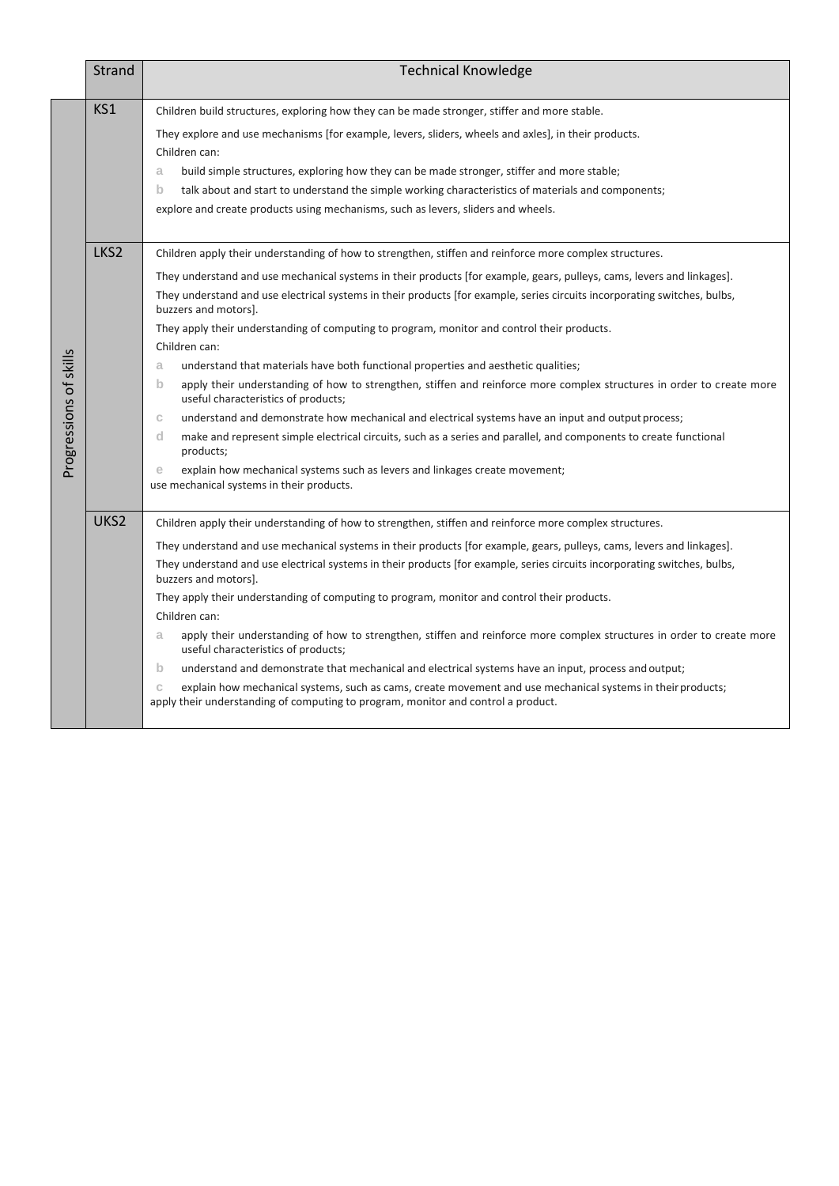| | Strand | Technical Knowledge |
|---|---|---|
| Progressions of skills | KS1 | Children build structures, exploring how they can be made stronger, stiffer and more stable.<br><br>They explore and use mechanisms [for example, levers, sliders, wheels and axles], in their products.<br>Children can:<br>a build simple structures, exploring how they can be made stronger, stiffer and more stable;<br>b talk about and start to understand the simple working characteristics of materials and components;<br>explore and create products using mechanisms, such as levers, sliders and wheels. |
| | LKS2 | Children apply their understanding of how to strengthen, stiffen and reinforce more complex structures.<br><br>They understand and use mechanical systems in their products [for example, gears, pulleys, cams, levers and linkages].<br>They understand and use electrical systems in their products [for example, series circuits incorporating switches, bulbs, buzzers and motors].<br>They apply their understanding of computing to program, monitor and control their products.<br>Children can:<br>a understand that materials have both functional properties and aesthetic qualities;<br>b apply their understanding of how to strengthen, stiffen and reinforce more complex structures in order to create more useful characteristics of products;<br>c understand and demonstrate how mechanical and electrical systems have an input and output process;<br>d make and represent simple electrical circuits, such as a series and parallel, and components to create functional products;<br>e explain how mechanical systems such as levers and linkages create movement;<br>use mechanical systems in their products. |
| | UKS2 | Children apply their understanding of how to strengthen, stiffen and reinforce more complex structures.<br><br>They understand and use mechanical systems in their products [for example, gears, pulleys, cams, levers and linkages].<br>They understand and use electrical systems in their products [for example, series circuits incorporating switches, bulbs, buzzers and motors].<br>They apply their understanding of computing to program, monitor and control their products.<br>Children can:<br>a apply their understanding of how to strengthen, stiffen and reinforce more complex structures in order to create more useful characteristics of products;<br>b understand and demonstrate that mechanical and electrical systems have an input, process and output;<br>c explain how mechanical systems, such as cams, create movement and use mechanical systems in their products;<br>apply their understanding of computing to program, monitor and control a product. |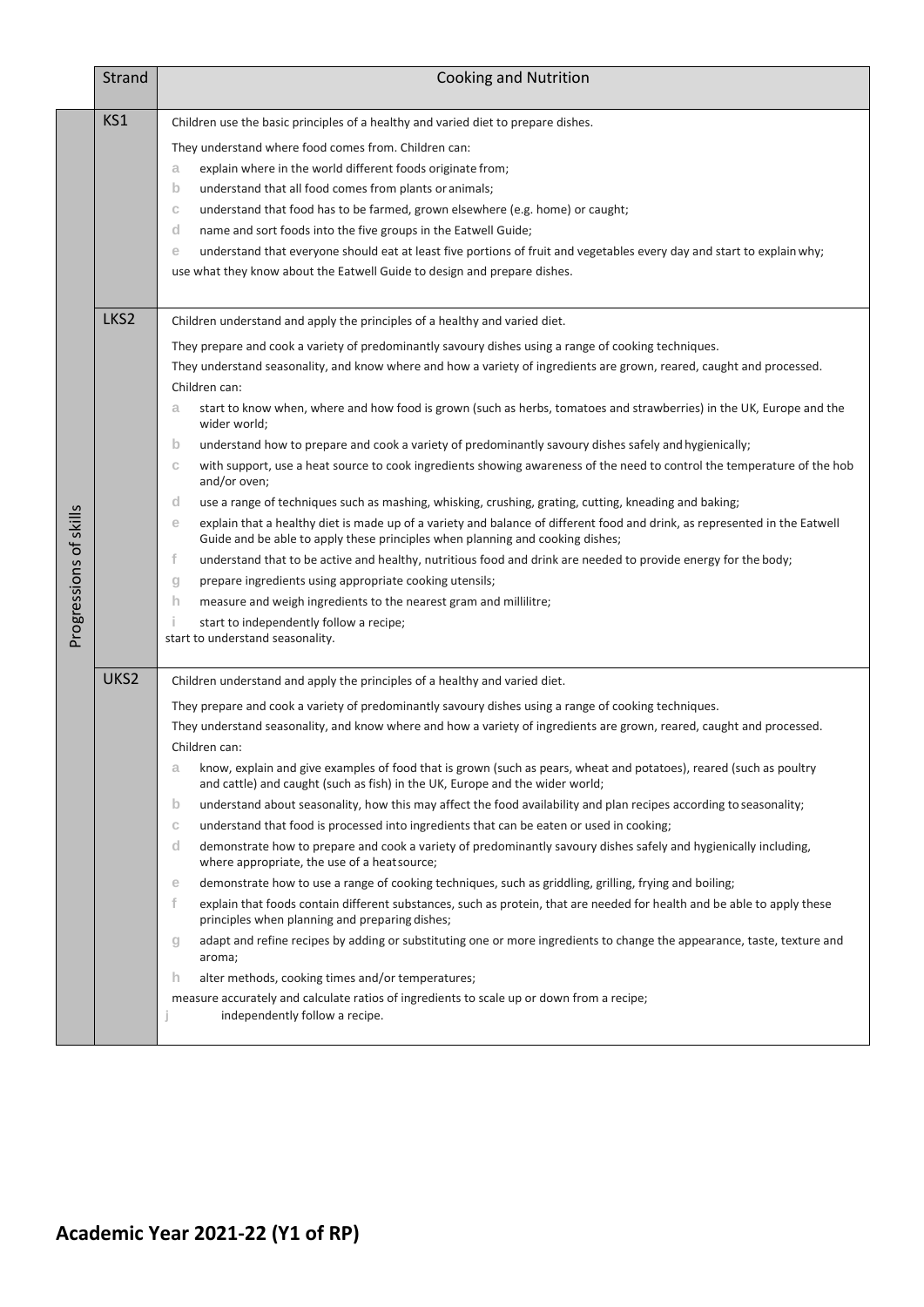| | Strand | Cooking and Nutrition |
|---|---|---|
| Progressions of skills | KS1 | Children use the basic principles of a healthy and varied diet to prepare dishes.<br><br>They understand where food comes from. Children can:<br>a explain where in the world different foods originate from;<br>b understand that all food comes from plants or animals;<br>c understand that food has to be farmed, grown elsewhere (e.g. home) or caught;<br>d name and sort foods into the five groups in the Eatwell Guide;<br>e understand that everyone should eat at least five portions of fruit and vegetables every day and start to explain why;<br>use what they know about the Eatwell Guide to design and prepare dishes. |
| | LKS2 | Children understand and apply the principles of a healthy and varied diet.<br><br>They prepare and cook a variety of predominantly savoury dishes using a range of cooking techniques.<br>They understand seasonality, and know where and how a variety of ingredients are grown, reared, caught and processed.<br>Children can:<br>a start to know when, where and how food is grown (such as herbs, tomatoes and strawberries) in the UK, Europe and the wider world;<br>b understand how to prepare and cook a variety of predominantly savoury dishes safely and hygienically;<br>c with support, use a heat source to cook ingredients showing awareness of the need to control the temperature of the hob and/or oven;<br>d use a range of techniques such as mashing, whisking, crushing, grating, cutting, kneading and baking;<br>e explain that a healthy diet is made up of a variety and balance of different food and drink, as represented in the Eatwell Guide and be able to apply these principles when planning and cooking dishes;<br>f understand that to be active and healthy, nutritious food and drink are needed to provide energy for the body;<br>g prepare ingredients using appropriate cooking utensils;<br>h measure and weigh ingredients to the nearest gram and millilitre;<br>i start to independently follow a recipe;<br>start to understand seasonality. |
| | UKS2 | Children understand and apply the principles of a healthy and varied diet.<br><br>They prepare and cook a variety of predominantly savoury dishes using a range of cooking techniques.<br>They understand seasonality, and know where and how a variety of ingredients are grown, reared, caught and processed.<br>Children can:<br>a know, explain and give examples of food that is grown (such as pears, wheat and potatoes), reared (such as poultry and cattle) and caught (such as fish) in the UK, Europe and the wider world;<br>b understand about seasonality, how this may affect the food availability and plan recipes according to seasonality;<br>c understand that food is processed into ingredients that can be eaten or used in cooking;<br>d demonstrate how to prepare and cook a variety of predominantly savoury dishes safely and hygienically including, where appropriate, the use of a heat source;<br>e demonstrate how to use a range of cooking techniques, such as griddling, grilling, frying and boiling;<br>f explain that foods contain different substances, such as protein, that are needed for health and be able to apply these principles when planning and preparing dishes;<br>g adapt and refine recipes by adding or substituting one or more ingredients to change the appearance, taste, texture and aroma;<br>h alter methods, cooking times and/or temperatures;<br>measure accurately and calculate ratios of ingredients to scale up or down from a recipe;<br>j independently follow a recipe. |

## Academic Year 2021-22 (Y1 of RP)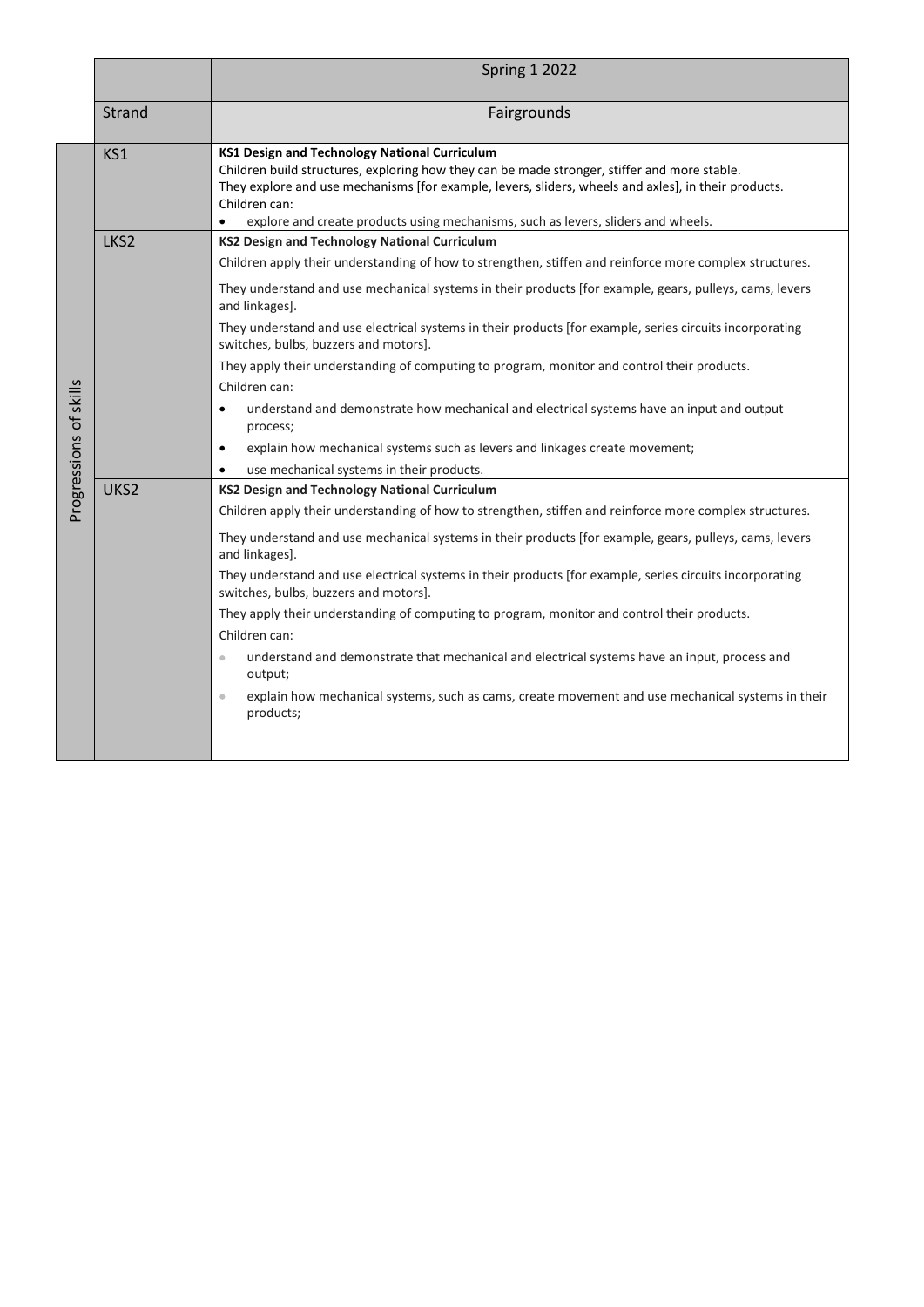| | | Spring 1 2022 |
|---|---|---|
| | Strand | Fairgrounds |
| Progressions of skills | KS1 | **KS1 Design and Technology National Curriculum**<br>Children build structures, exploring how they can be made stronger, stiffer and more stable.<br>They explore and use mechanisms [for example, levers, sliders, wheels and axles], in their products.<br>Children can:<br>• explore and create products using mechanisms, such as levers, sliders and wheels. |
| | LKS2 | **KS2 Design and Technology National Curriculum**<br>Children apply their understanding of how to strengthen, stiffen and reinforce more complex structures.<br>They understand and use mechanical systems in their products [for example, gears, pulleys, cams, levers and linkages].<br>They understand and use electrical systems in their products [for example, series circuits incorporating switches, bulbs, buzzers and motors].<br>They apply their understanding of computing to program, monitor and control their products.<br>Children can:<br>• understand and demonstrate how mechanical and electrical systems have an input and output process;<br>• explain how mechanical systems such as levers and linkages create movement;<br>• use mechanical systems in their products. |
| | UKS2 | **KS2 Design and Technology National Curriculum**<br>Children apply their understanding of how to strengthen, stiffen and reinforce more complex structures.<br>They understand and use mechanical systems in their products [for example, gears, pulleys, cams, levers and linkages].<br>They understand and use electrical systems in their products [for example, series circuits incorporating switches, bulbs, buzzers and motors].<br>They apply their understanding of computing to program, monitor and control their products.<br>Children can:<br>• understand and demonstrate that mechanical and electrical systems have an input, process and output;<br>• explain how mechanical systems, such as cams, create movement and use mechanical systems in their products; |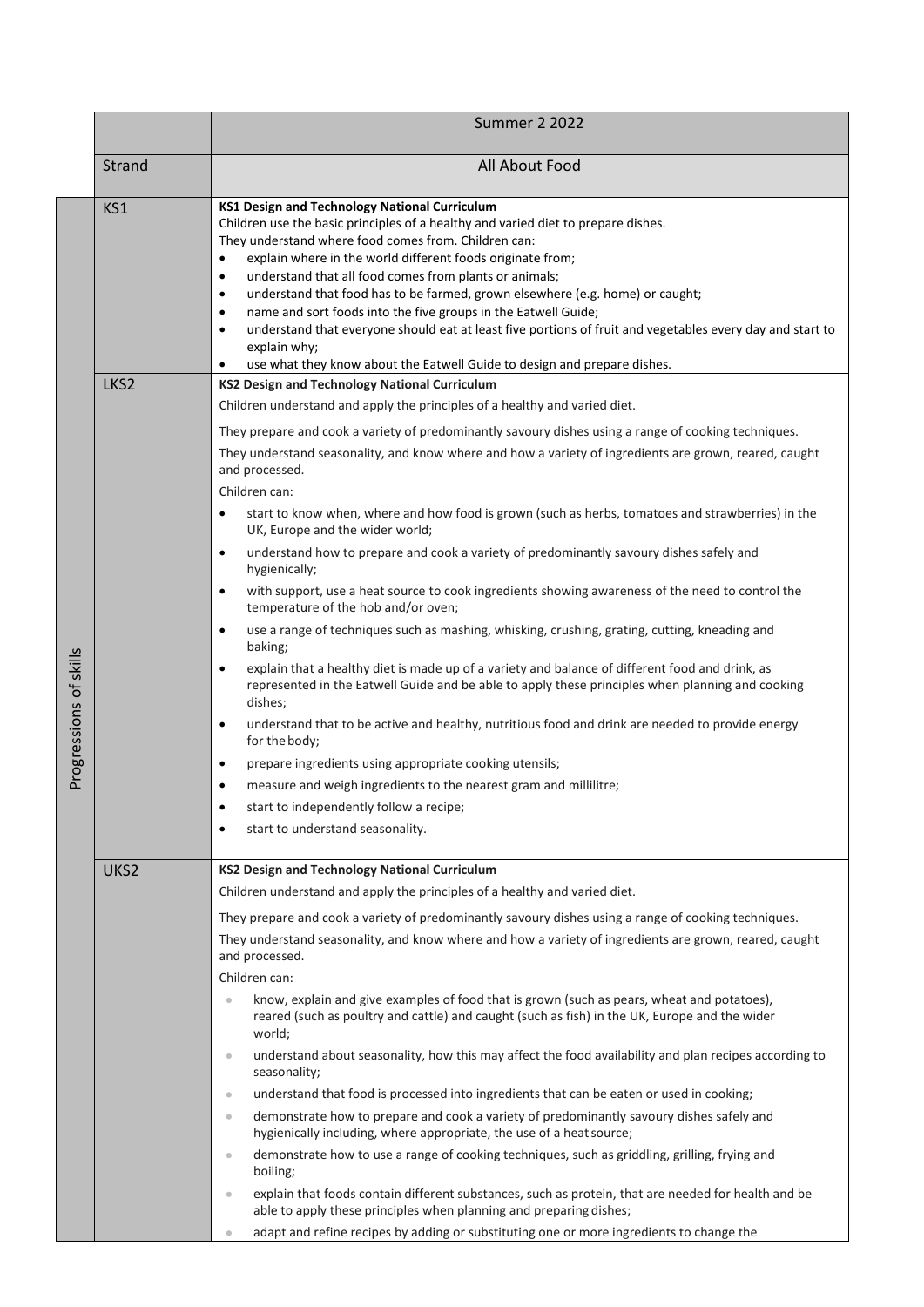| | | Summer 2 2022 |
|---|---|---|
| | Strand | All About Food |
| Progressions of skills | KS1 | **KS1 Design and Technology National Curriculum**<br>Children use the basic principles of a healthy and varied diet to prepare dishes.<br>They understand where food comes from. Children can:<br>• explain where in the world different foods originate from;<br>• understand that all food comes from plants or animals;<br>• understand that food has to be farmed, grown elsewhere (e.g. home) or caught;<br>• name and sort foods into the five groups in the Eatwell Guide;<br>• understand that everyone should eat at least five portions of fruit and vegetables every day and start to explain why;<br>• use what they know about the Eatwell Guide to design and prepare dishes. |
| | LKS2 | **KS2 Design and Technology National Curriculum**<br>Children understand and apply the principles of a healthy and varied diet.<br>They prepare and cook a variety of predominantly savoury dishes using a range of cooking techniques.<br>They understand seasonality, and know where and how a variety of ingredients are grown, reared, caught and processed.<br>Children can:<br>• start to know when, where and how food is grown (such as herbs, tomatoes and strawberries) in the UK, Europe and the wider world;<br>• understand how to prepare and cook a variety of predominantly savoury dishes safely and hygienically;<br>• with support, use a heat source to cook ingredients showing awareness of the need to control the temperature of the hob and/or oven;<br>• use a range of techniques such as mashing, whisking, crushing, grating, cutting, kneading and baking;<br>• explain that a healthy diet is made up of a variety and balance of different food and drink, as represented in the Eatwell Guide and be able to apply these principles when planning and cooking dishes;<br>• understand that to be active and healthy, nutritious food and drink are needed to provide energy for the body;<br>• prepare ingredients using appropriate cooking utensils;<br>• measure and weigh ingredients to the nearest gram and millilitre;<br>• start to independently follow a recipe;<br>• start to understand seasonality. |
| | UKS2 | **KS2 Design and Technology National Curriculum**<br>Children understand and apply the principles of a healthy and varied diet.<br>They prepare and cook a variety of predominantly savoury dishes using a range of cooking techniques.<br>They understand seasonality, and know where and how a variety of ingredients are grown, reared, caught and processed.<br>Children can:<br>• know, explain and give examples of food that is grown (such as pears, wheat and potatoes), reared (such as poultry and cattle) and caught (such as fish) in the UK, Europe and the wider world;<br>• understand about seasonality, how this may affect the food availability and plan recipes according to seasonality;<br>• understand that food is processed into ingredients that can be eaten or used in cooking;<br>• demonstrate how to prepare and cook a variety of predominantly savoury dishes safely and hygienically including, where appropriate, the use of a heat source;<br>• demonstrate how to use a range of cooking techniques, such as griddling, grilling, frying and boiling;<br>• explain that foods contain different substances, such as protein, that are needed for health and be able to apply these principles when planning and preparing dishes;<br>• adapt and refine recipes by adding or substituting one or more ingredients to change the |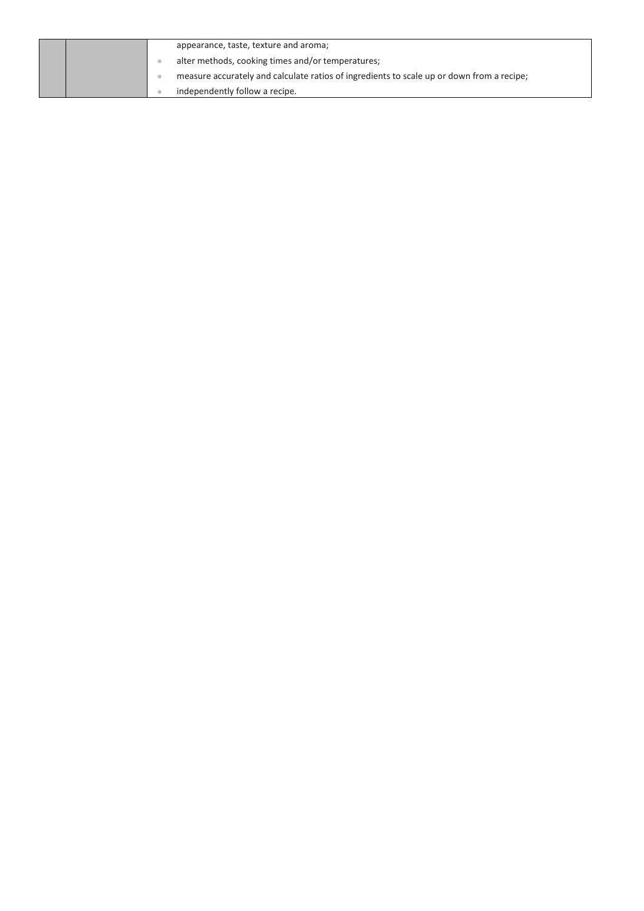| | | appearance, taste, texture and aroma;<br>• alter methods, cooking times and/or temperatures;<br>• measure accurately and calculate ratios of ingredients to scale up or down from a recipe;<br>• independently follow a recipe. |
| --- | --- | --- |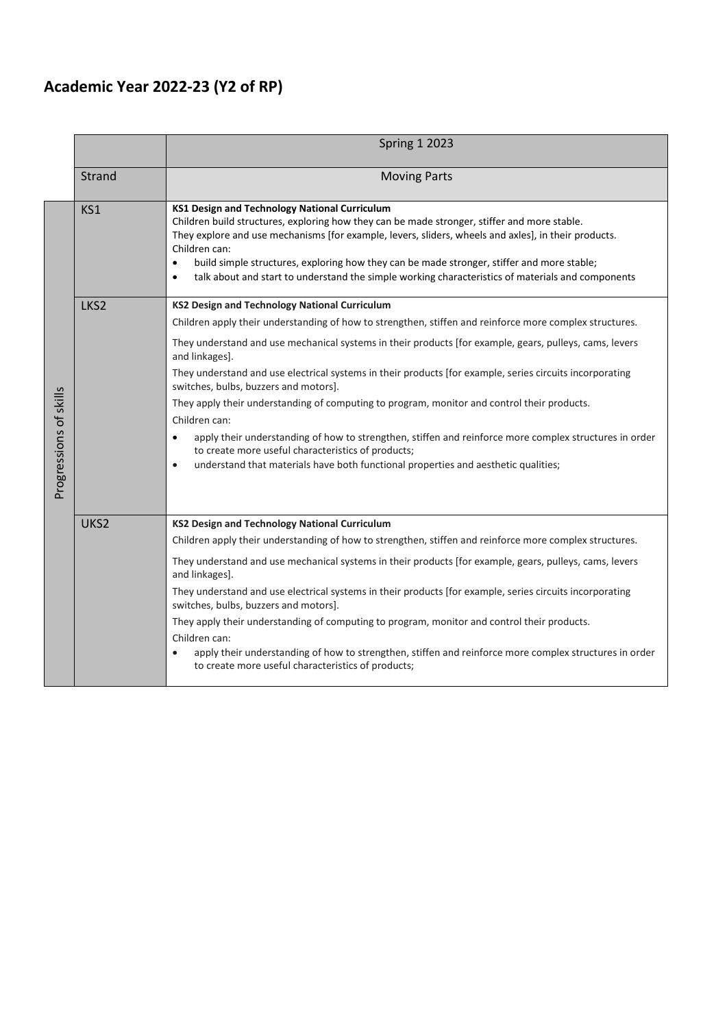## Academic Year 2022-23 (Y2 of RP)

| | | Spring 1 2023 |
|---|---|---|
| | Strand | Moving Parts |
| Progressions of skills | KS1 | **KS1 Design and Technology National Curriculum**<br>Children build structures, exploring how they can be made stronger, stiffer and more stable.<br>They explore and use mechanisms [for example, levers, sliders, wheels and axles], in their products.<br>Children can:<br>• build simple structures, exploring how they can be made stronger, stiffer and more stable;<br>• talk about and start to understand the simple working characteristics of materials and components |
| | LKS2 | **KS2 Design and Technology National Curriculum**<br>Children apply their understanding of how to strengthen, stiffen and reinforce more complex structures.<br>They understand and use mechanical systems in their products [for example, gears, pulleys, cams, levers and linkages].<br>They understand and use electrical systems in their products [for example, series circuits incorporating switches, bulbs, buzzers and motors].<br>They apply their understanding of computing to program, monitor and control their products.<br>Children can:<br>• apply their understanding of how to strengthen, stiffen and reinforce more complex structures in order to create more useful characteristics of products;<br>• understand that materials have both functional properties and aesthetic qualities; |
| | UKS2 | **KS2 Design and Technology National Curriculum**<br>Children apply their understanding of how to strengthen, stiffen and reinforce more complex structures.<br>They understand and use mechanical systems in their products [for example, gears, pulleys, cams, levers and linkages].<br>They understand and use electrical systems in their products [for example, series circuits incorporating switches, bulbs, buzzers and motors].<br>They apply their understanding of computing to program, monitor and control their products.<br>Children can:<br>• apply their understanding of how to strengthen, stiffen and reinforce more complex structures in order to create more useful characteristics of products; |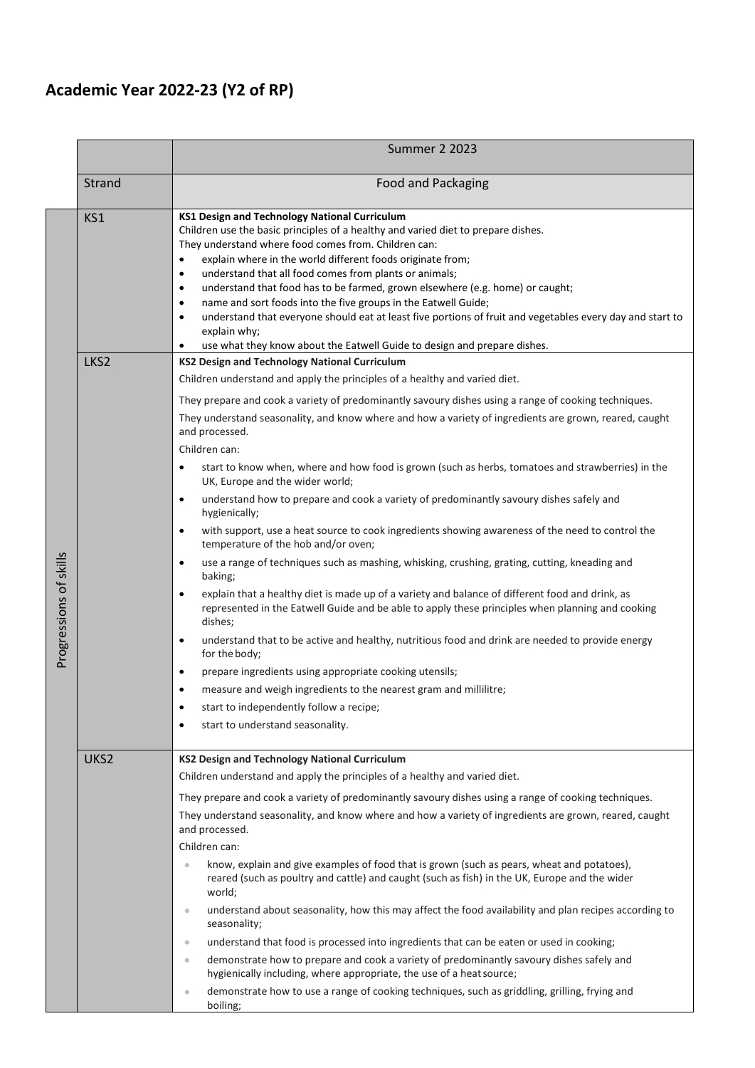# Academic Year 2022-23 (Y2 of RP)

| | | Summer 2 2023 |
|---|---|---|
| | Strand | Food and Packaging |
| Progressions of skills | KS1 | **KS1 Design and Technology National Curriculum**<br>Children use the basic principles of a healthy and varied diet to prepare dishes.<br>They understand where food comes from. Children can:<br>• explain where in the world different foods originate from;<br>• understand that all food comes from plants or animals;<br>• understand that food has to be farmed, grown elsewhere (e.g. home) or caught;<br>• name and sort foods into the five groups in the Eatwell Guide;<br>• understand that everyone should eat at least five portions of fruit and vegetables every day and start to explain why;<br>• use what they know about the Eatwell Guide to design and prepare dishes. |
| | LKS2 | **KS2 Design and Technology National Curriculum**<br>Children understand and apply the principles of a healthy and varied diet.<br>They prepare and cook a variety of predominantly savoury dishes using a range of cooking techniques.<br>They understand seasonality, and know where and how a variety of ingredients are grown, reared, caught and processed.<br>Children can:<br>• start to know when, where and how food is grown (such as herbs, tomatoes and strawberries) in the UK, Europe and the wider world;<br>• understand how to prepare and cook a variety of predominantly savoury dishes safely and hygienically;<br>• with support, use a heat source to cook ingredients showing awareness of the need to control the temperature of the hob and/or oven;<br>• use a range of techniques such as mashing, whisking, crushing, grating, cutting, kneading and baking;<br>• explain that a healthy diet is made up of a variety and balance of different food and drink, as represented in the Eatwell Guide and be able to apply these principles when planning and cooking dishes;<br>• understand that to be active and healthy, nutritious food and drink are needed to provide energy for the body;<br>• prepare ingredients using appropriate cooking utensils;<br>• measure and weigh ingredients to the nearest gram and millilitre;<br>• start to independently follow a recipe;<br>• start to understand seasonality. |
| | UKS2 | **KS2 Design and Technology National Curriculum**<br>Children understand and apply the principles of a healthy and varied diet.<br>They prepare and cook a variety of predominantly savoury dishes using a range of cooking techniques.<br>They understand seasonality, and know where and how a variety of ingredients are grown, reared, caught and processed.<br>Children can:<br>• know, explain and give examples of food that is grown (such as pears, wheat and potatoes), reared (such as poultry and cattle) and caught (such as fish) in the UK, Europe and the wider world;<br>• understand about seasonality, how this may affect the food availability and plan recipes according to seasonality;<br>• understand that food is processed into ingredients that can be eaten or used in cooking;<br>• demonstrate how to prepare and cook a variety of predominantly savoury dishes safely and hygienically including, where appropriate, the use of a heat source;<br>• demonstrate how to use a range of cooking techniques, such as griddling, grilling, frying and boiling; |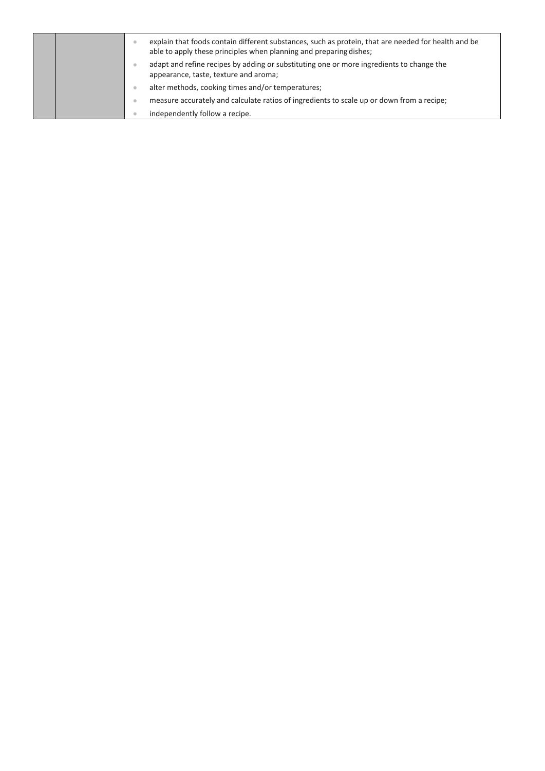| | | |
|---|---|---|
| | | • explain that foods contain different substances, such as protein, that are needed for health and be able to apply these principles when planning and preparing dishes;<br>• adapt and refine recipes by adding or substituting one or more ingredients to change the appearance, taste, texture and aroma;<br>• alter methods, cooking times and/or temperatures;<br>• measure accurately and calculate ratios of ingredients to scale up or down from a recipe;<br>• independently follow a recipe. |